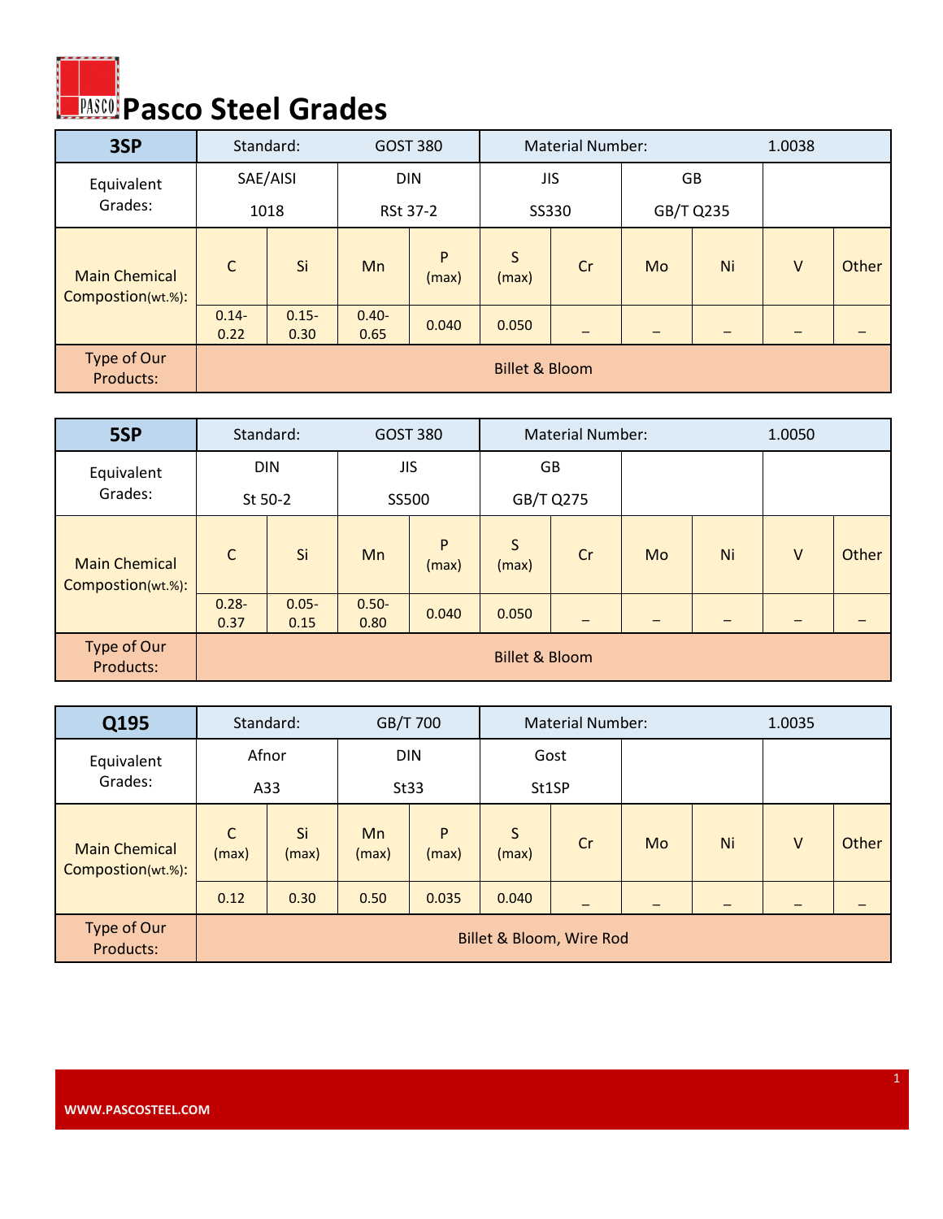# Pasco Steel Grades

| 3SP | Standard: | | GOST 380 | | Material Number: | | | 1.0038 | |
|---|---|---|---|---|---|---|---|---|---|
| Equivalent Grades: | SAE/AISI 1018 | | DIN RSt 37-2 | | JIS SS330 | | GB GB/T Q235 | | |
| Main Chemical Compostion(wt.%): | C | Si | Mn | P (max) | S (max) | Cr | Mo | Ni | V | Other |
| | 0.14-0.22 | 0.15-0.30 | 0.40-0.65 | 0.040 | 0.050 | _ | _ | _ | _ | _ |
| Type of Our Products: | Billet & Bloom | | | | | | | | | |

| 5SP | Standard: | | GOST 380 | | Material Number: | | | 1.0050 | |
|---|---|---|---|---|---|---|---|---|---|
| Equivalent Grades: | DIN St 50-2 | | JIS SS500 | | GB GB/T Q275 | | | | |
| Main Chemical Compostion(wt.%): | C | Si | Mn | P (max) | S (max) | Cr | Mo | Ni | V | Other |
| | 0.28-0.37 | 0.05-0.15 | 0.50-0.80 | 0.040 | 0.050 | _ | _ | _ | _ | _ |
| Type of Our Products: | Billet & Bloom | | | | | | | | | |

| Q195 | Standard: | | GB/T 700 | | Material Number: | | | 1.0035 | |
|---|---|---|---|---|---|---|---|---|---|
| Equivalent Grades: | Afnor A33 | | DIN St33 | | Gost St1SP | | | | |
| Main Chemical Compostion(wt.%): | C (max) | Si (max) | Mn (max) | P (max) | S (max) | Cr | Mo | Ni | V | Other |
| | 0.12 | 0.30 | 0.50 | 0.035 | 0.040 | _ | _ | _ | _ | _ |
| Type of Our Products: | Billet & Bloom, Wire Rod | | | | | | | | | |

WWW.PASCOSTEEL.COM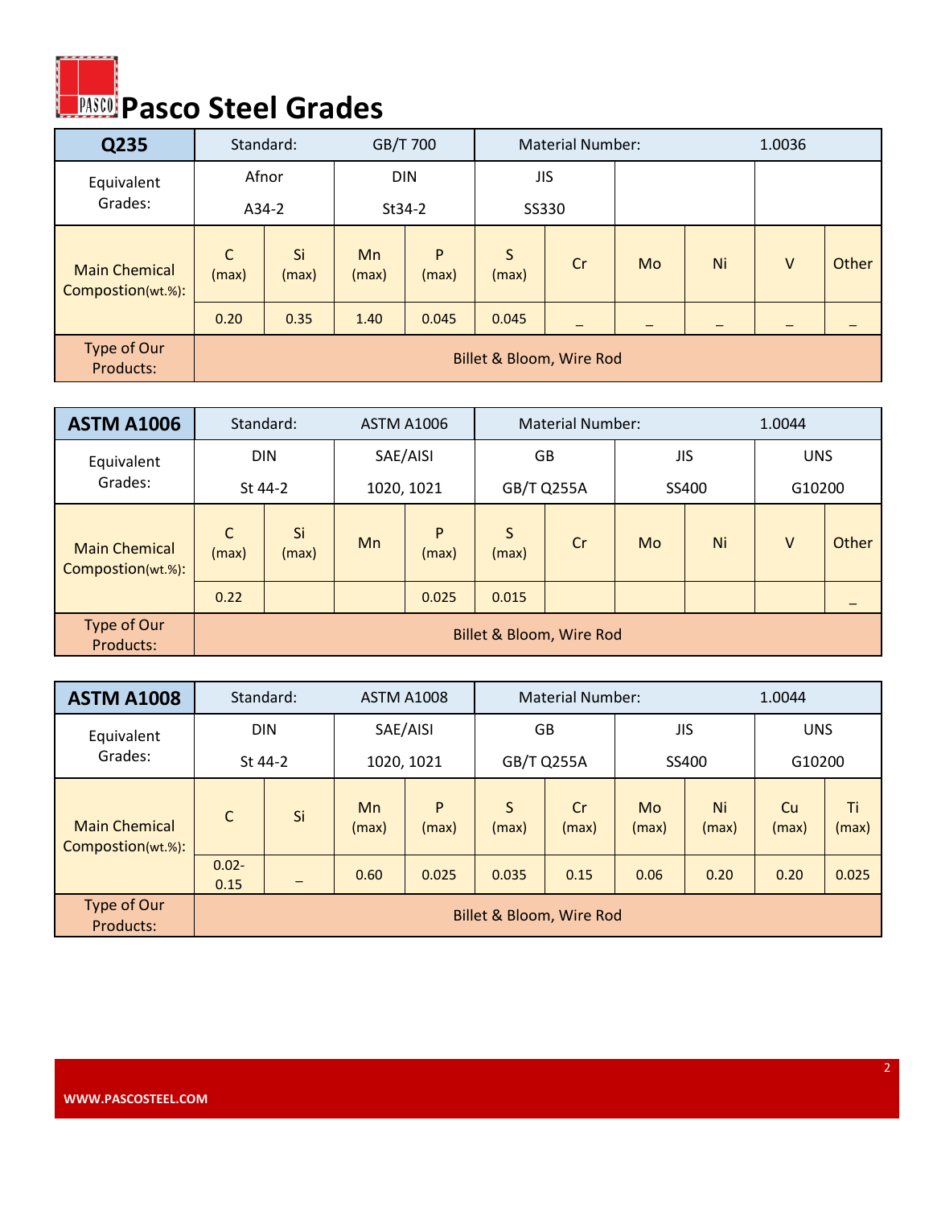# Pasco Steel Grades

| Q235 | Standard: | | GB/T 700 | | Material Number: | | | 1.0036 | | |
|---|---|---|---|---|---|---|---|---|---|---|
| Equivalent Grades: | Afnor<br>A34-2 | | DIN<br>St34-2 | | JIS<br>SS330 | | | | | |
| Main Chemical Compostion(wt.%): | C (max) | Si (max) | Mn (max) | P (max) | S (max) | Cr | Mo | Ni | V | Other |
| | 0.20 | 0.35 | 1.40 | 0.045 | 0.045 | _ | _ | _ | _ | _ |
| Type of Our Products: | Billet & Bloom, Wire Rod | | | | | | | | | |

| ASTM A1006 | Standard: | | ASTM A1006 | | Material Number: | | | 1.0044 | | |
|---|---|---|---|---|---|---|---|---|---|---|
| Equivalent Grades: | DIN<br>St 44-2 | | SAE/AISI<br>1020, 1021 | | GB<br>GB/T Q255A | | JIS<br>SS400 | | UNS<br>G10200 | |
| Main Chemical Compostion(wt.%): | C (max) | Si (max) | Mn | P (max) | S (max) | Cr | Mo | Ni | V | Other |
| | 0.22 | | | 0.025 | 0.015 | | | | | _ |
| Type of Our Products: | Billet & Bloom, Wire Rod | | | | | | | | | |

| ASTM A1008 | Standard: | | ASTM A1008 | | Material Number: | | | 1.0044 | | |
|---|---|---|---|---|---|---|---|---|---|---|
| Equivalent Grades: | DIN<br>St 44-2 | | SAE/AISI<br>1020, 1021 | | GB<br>GB/T Q255A | | JIS<br>SS400 | | UNS<br>G10200 | |
| Main Chemical Compostion(wt.%): | C | Si | Mn (max) | P (max) | S (max) | Cr (max) | Mo (max) | Ni (max) | Cu (max) | Ti (max) |
| | 0.02-0.15 | _ | 0.60 | 0.025 | 0.035 | 0.15 | 0.06 | 0.20 | 0.20 | 0.025 |
| Type of Our Products: | Billet & Bloom, Wire Rod | | | | | | | | | |

WWW.PASCOSTEEL.COM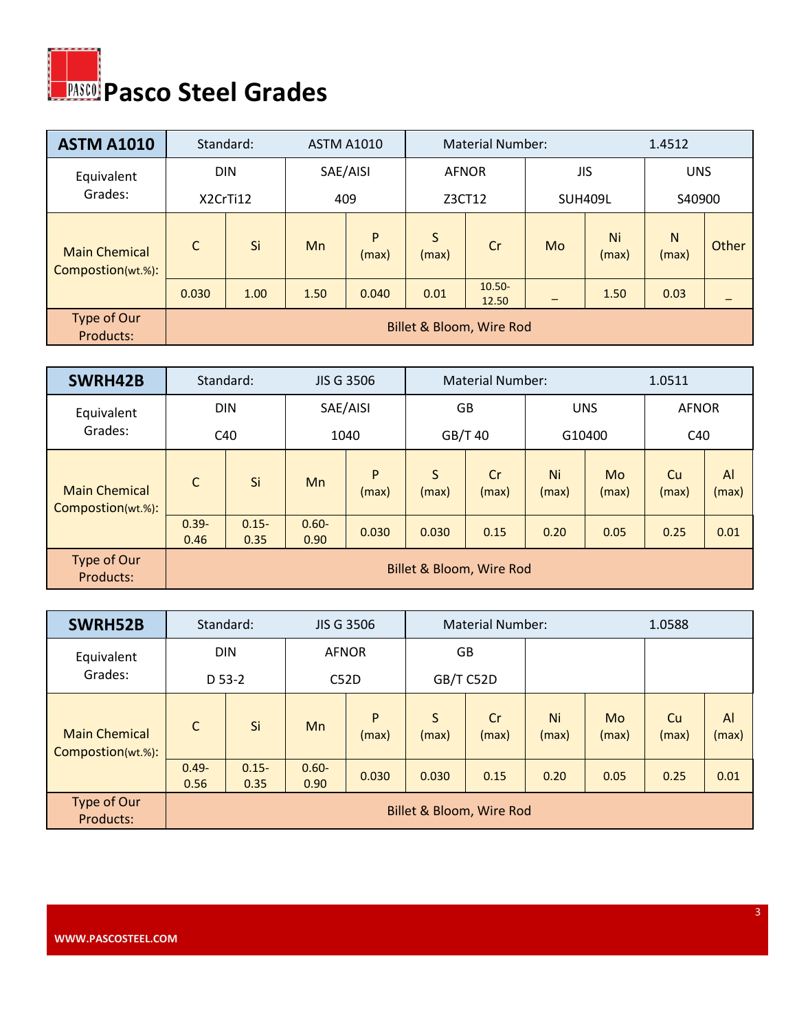# Pasco Steel Grades

| **ASTM A1010** | Standard: | | ASTM A1010 | | Material Number: | | | 1.4512 | | |
|---|---|---|---|---|---|---|---|---|---|---|
| Equivalent Grades: | DIN | | SAE/AISI | | AFNOR | | JIS | | UNS | |
| | X2CrTi12 | | 409 | | Z3CT12 | | SUH409L | | S40900 | |
| Main Chemical Compostion(wt.%): | C | Si | Mn | P (max) | S (max) | Cr | Mo | Ni (max) | N (max) | Other |
| | 0.030 | 1.00 | 1.50 | 0.040 | 0.01 | 10.50-12.50 | _ | 1.50 | 0.03 | _ |
| Type of Our Products: | Billet & Bloom, Wire Rod | | | | | | | | | |

| **SWRH42B** | Standard: | | JIS G 3506 | | Material Number: | | | 1.0511 | | |
|---|---|---|---|---|---|---|---|---|---|---|
| Equivalent Grades: | DIN | | SAE/AISI | | GB | | UNS | | AFNOR | |
| | C40 | | 1040 | | GB/T 40 | | G10400 | | C40 | |
| Main Chemical Compostion(wt.%): | C | Si | Mn | P (max) | S (max) | Cr (max) | Ni (max) | Mo (max) | Cu (max) | Al (max) |
| | 0.39-0.46 | 0.15-0.35 | 0.60-0.90 | 0.030 | 0.030 | 0.15 | 0.20 | 0.05 | 0.25 | 0.01 |
| Type of Our Products: | Billet & Bloom, Wire Rod | | | | | | | | | |

| **SWRH52B** | Standard: | | JIS G 3506 | | Material Number: | | | 1.0588 | | |
|---|---|---|---|---|---|---|---|---|---|---|
| Equivalent Grades: | DIN | | AFNOR | | GB | | | | | |
| | D 53-2 | | C52D | | GB/T C52D | | | | | |
| Main Chemical Compostion(wt.%): | C | Si | Mn | P (max) | S (max) | Cr (max) | Ni (max) | Mo (max) | Cu (max) | Al (max) |
| | 0.49-0.56 | 0.15-0.35 | 0.60-0.90 | 0.030 | 0.030 | 0.15 | 0.20 | 0.05 | 0.25 | 0.01 |
| Type of Our Products: | Billet & Bloom, Wire Rod | | | | | | | | | |

WWW.PASCOSTEEL.COM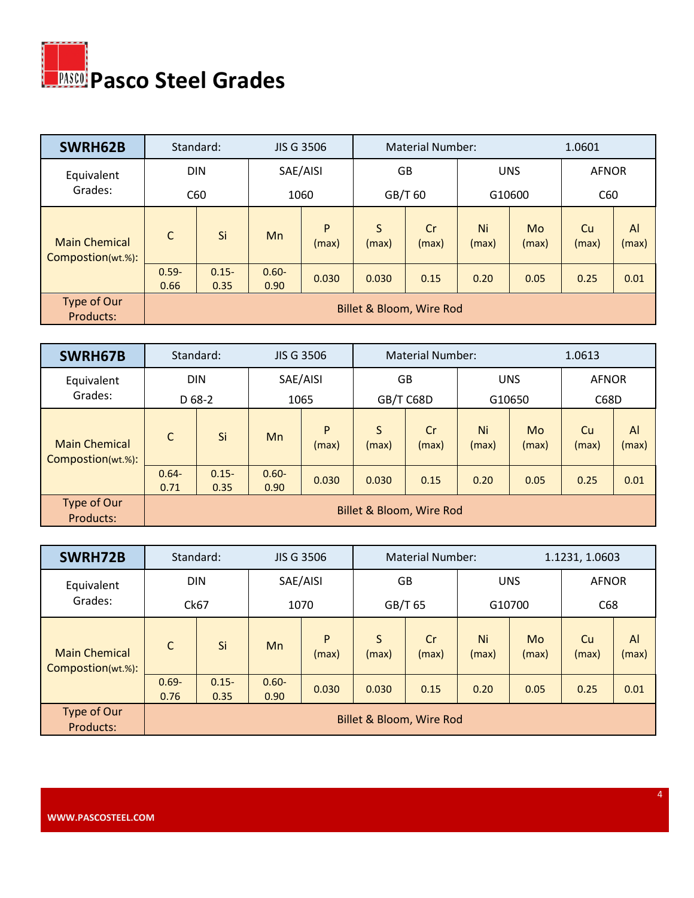# Pasco Steel Grades

| **SWRH62B** | Standard: | | JIS G 3506 | Material Number: | | | | 1.0601 | |
|---|---|---|---|---|---|---|---|---|---|
| Equivalent Grades: | DIN | | SAE/AISI | | GB | | UNS | | AFNOR |
| | C60 | | 1060 | | GB/T 60 | | G10600 | | C60 |
| Main Chemical Compostion(wt.%): | C | Si | Mn | P (max) | S (max) | Cr (max) | Ni (max) | Mo (max) | Cu (max) | Al (max) |
| | 0.59-0.66 | 0.15-0.35 | 0.60-0.90 | 0.030 | 0.030 | 0.15 | 0.20 | 0.05 | 0.25 | 0.01 |
| Type of Our Products: | Billet & Bloom, Wire Rod | | | | | | | | | |

| **SWRH67B** | Standard: | | JIS G 3506 | Material Number: | | | | 1.0613 | |
|---|---|---|---|---|---|---|---|---|---|
| Equivalent Grades: | DIN | | SAE/AISI | | GB | | UNS | | AFNOR |
| | D 68-2 | | 1065 | | GB/T C68D | | G10650 | | C68D |
| Main Chemical Compostion(wt.%): | C | Si | Mn | P (max) | S (max) | Cr (max) | Ni (max) | Mo (max) | Cu (max) | Al (max) |
| | 0.64-0.71 | 0.15-0.35 | 0.60-0.90 | 0.030 | 0.030 | 0.15 | 0.20 | 0.05 | 0.25 | 0.01 |
| Type of Our Products: | Billet & Bloom, Wire Rod | | | | | | | | | |

| **SWRH72B** | Standard: | | JIS G 3506 | Material Number: | | | | 1.1231, 1.0603 | |
|---|---|---|---|---|---|---|---|---|---|
| Equivalent Grades: | DIN | | SAE/AISI | | GB | | UNS | | AFNOR |
| | Ck67 | | 1070 | | GB/T 65 | | G10700 | | C68 |
| Main Chemical Compostion(wt.%): | C | Si | Mn | P (max) | S (max) | Cr (max) | Ni (max) | Mo (max) | Cu (max) | Al (max) |
| | 0.69-0.76 | 0.15-0.35 | 0.60-0.90 | 0.030 | 0.030 | 0.15 | 0.20 | 0.05 | 0.25 | 0.01 |
| Type of Our Products: | Billet & Bloom, Wire Rod | | | | | | | | | |

WWW.PASCOSTEEL.COM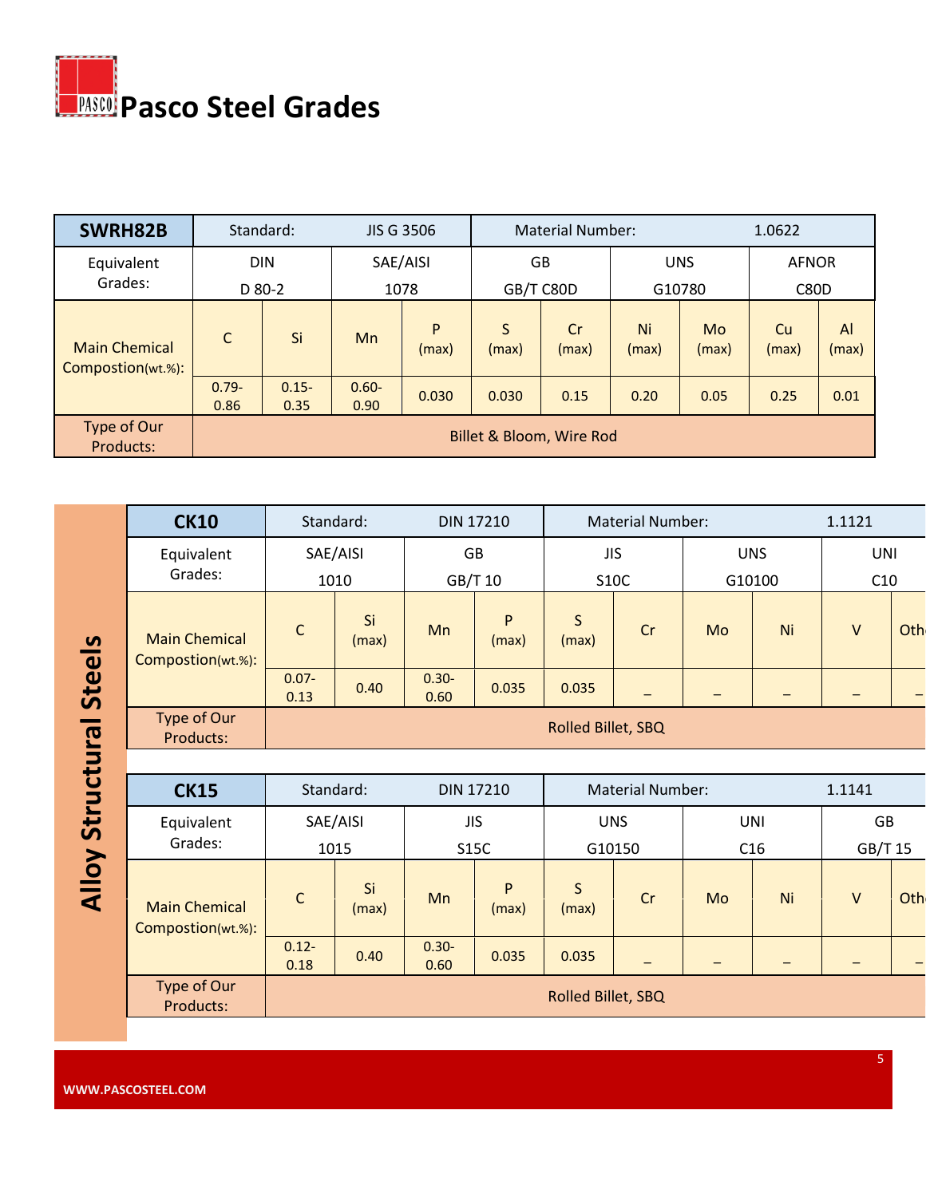# Pasco Steel Grades

| SWRH82B | Standard: | | JIS G 3506 | | Material Number: | | | 1.0622 | |
|---|---|---|---|---|---|---|---|---|---|
| Equivalent Grades: | DIN | | SAE/AISI | | GB | | UNS | | AFNOR |
| | D 80-2 | | 1078 | | GB/T C80D | | G10780 | | C80D |
| Main Chemical Compostion(wt.%): | C | Si | Mn | P (max) | S (max) | Cr (max) | Ni (max) | Mo (max) | Cu (max) | Al (max) |
| | 0.79-0.86 | 0.15-0.35 | 0.60-0.90 | 0.030 | 0.030 | 0.15 | 0.20 | 0.05 | 0.25 | 0.01 |
| Type of Our Products: | Billet & Bloom, Wire Rod | | | | | | | | | |

## Alloy Structural Steels

| CK10 | Standard: | | DIN 17210 | | Material Number: | | | 1.1121 | |
|---|---|---|---|---|---|---|---|---|---|
| Equivalent Grades: | SAE/AISI | | GB | | JIS | | UNS | | UNI |
| | 1010 | | GB/T 10 | | S10C | | G10100 | | C10 |
| Main Chemical Compostion(wt.%): | C | Si (max) | Mn | P (max) | S (max) | Cr | Mo | Ni | V | Oth |
| | 0.07-0.13 | 0.40 | 0.30-0.60 | 0.035 | 0.035 | _ | _ | _ | _ | _ |
| Type of Our Products: | Rolled Billet, SBQ | | | | | | | | | |

| CK15 | Standard: | | DIN 17210 | | Material Number: | | | 1.1141 | |
|---|---|---|---|---|---|---|---|---|---|
| Equivalent Grades: | SAE/AISI | | JIS | | UNS | | UNI | | GB |
| | 1015 | | S15C | | G10150 | | C16 | | GB/T 15 |
| Main Chemical Compostion(wt.%): | C | Si (max) | Mn | P (max) | S (max) | Cr | Mo | Ni | V | Oth |
| | 0.12-0.18 | 0.40 | 0.30-0.60 | 0.035 | 0.035 | _ | _ | _ | _ | _ |
| Type of Our Products: | Rolled Billet, SBQ | | | | | | | | | |

WWW.PASCOSTEEL.COM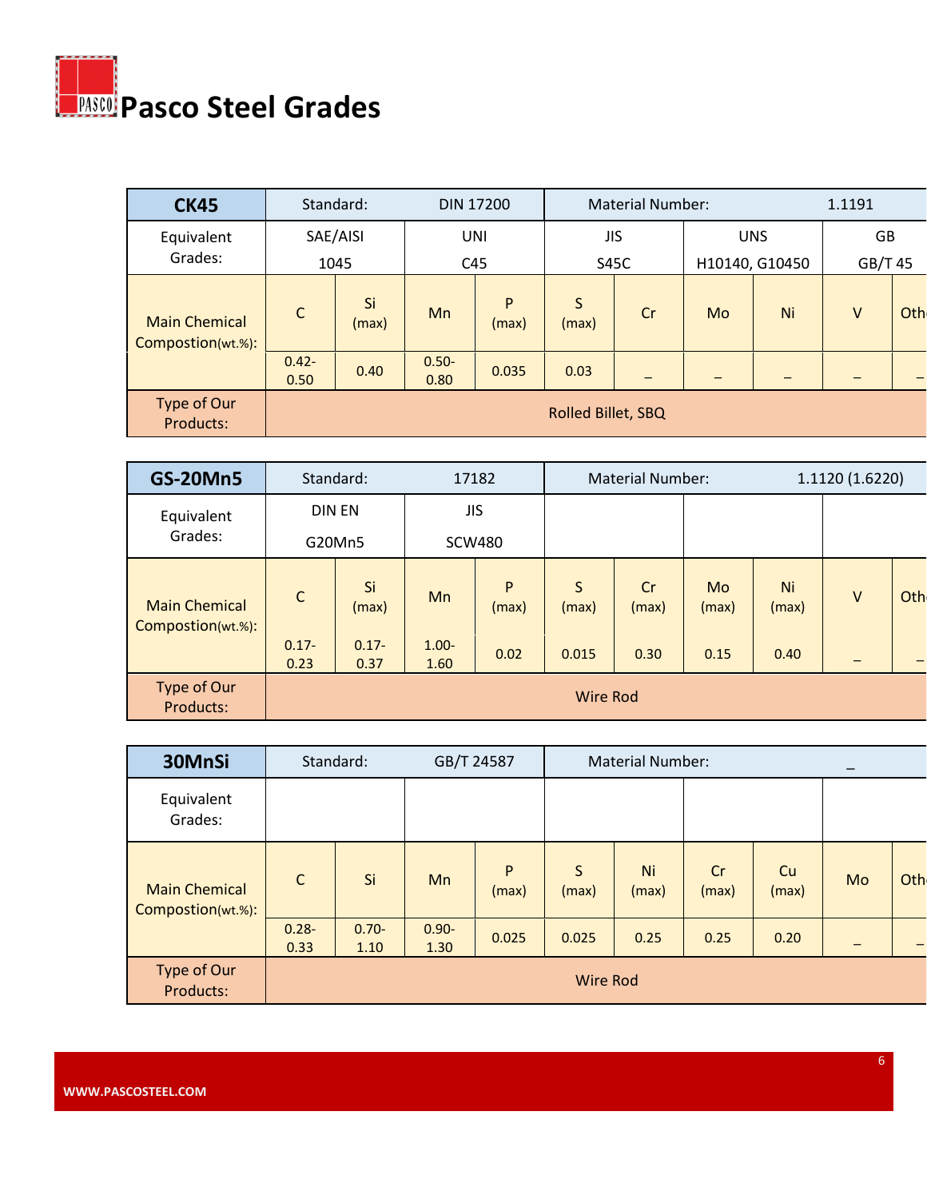# Pasco Steel Grades

| CK45 | Standard: | DIN 17200 | | Material Number: | | 1.1191 | | | |
|---|---|---|---|---|---|---|---|---|---|
| Equivalent Grades: | SAE/AISI 1045 | | UNI C45 | | JIS S45C | | UNS H10140, G10450 | | GB GB/T 45 |
| Main Chemical Compostion(wt.%): | C | Si (max) | Mn | P (max) | S (max) | Cr | Mo | Ni | V | Oth |
| | 0.42-0.50 | 0.40 | 0.50-0.80 | 0.035 | 0.03 | _ | _ | _ | _ | _ |
| Type of Our Products: | Rolled Billet, SBQ | | | | | | | | | |

| GS-20Mn5 | Standard: | 17182 | | Material Number: | | 1.1120 (1.6220) | | | |
|---|---|---|---|---|---|---|---|---|---|
| Equivalent Grades: | DIN EN G20Mn5 | | JIS SCW480 | | | | | | |
| Main Chemical Compostion(wt.%): | C | Si (max) | Mn | P (max) | S (max) | Cr (max) | Mo (max) | Ni (max) | V | Oth |
| | 0.17-0.23 | 0.17-0.37 | 1.00-1.60 | 0.02 | 0.015 | 0.30 | 0.15 | 0.40 | _ | _ |
| Type of Our Products: | Wire Rod | | | | | | | | | |

| 30MnSi | Standard: | GB/T 24587 | | Material Number: | | _ | | | |
|---|---|---|---|---|---|---|---|---|---|
| Equivalent Grades: | | | | | | | | | |
| Main Chemical Compostion(wt.%): | C | Si | Mn | P (max) | S (max) | Ni (max) | Cr (max) | Cu (max) | Mo | Oth |
| | 0.28-0.33 | 0.70-1.10 | 0.90-1.30 | 0.025 | 0.025 | 0.25 | 0.25 | 0.20 | _ | _ |
| Type of Our Products: | Wire Rod | | | | | | | | | |

WWW.PASCOSTEEL.COM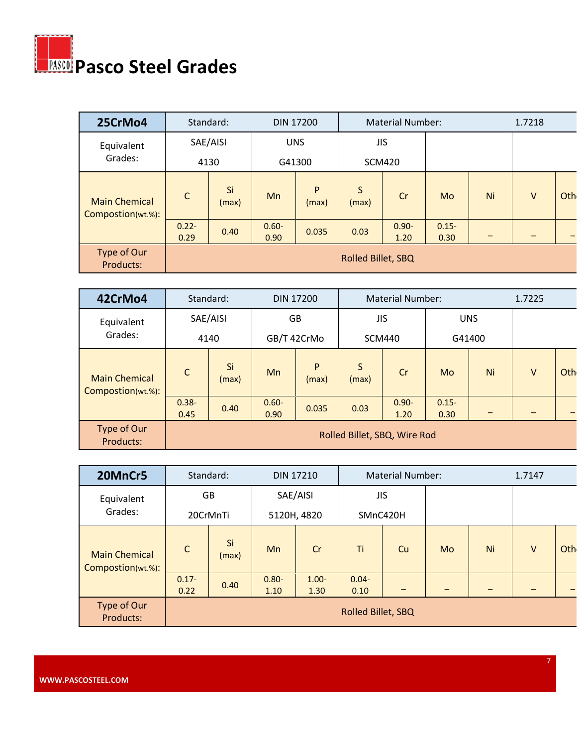# Pasco Steel Grades

| **25CrMo4** | Standard: | | DIN 17200 | | Material Number: | | | 1.7218 | | |
|---|---|---|---|---|---|---|---|---|---|---|
| Equivalent Grades: | SAE/AISI | | UNS | | JIS | | | | | |
| | 4130 | | G41300 | | SCM420 | | | | | |
| Main Chemical Compostion(wt.%): | C | Si (max) | Mn | P (max) | S (max) | Cr | Mo | Ni | V | Oth |
| | 0.22-0.29 | 0.40 | 0.60-0.90 | 0.035 | 0.03 | 0.90-1.20 | 0.15-0.30 | – | – | – |
| Type of Our Products: | Rolled Billet, SBQ | | | | | | | | | |

| **42CrMo4** | Standard: | | DIN 17200 | | Material Number: | | | 1.7225 | | |
|---|---|---|---|---|---|---|---|---|---|---|
| Equivalent Grades: | SAE/AISI | | GB | | JIS | | UNS | | | |
| | 4140 | | GB/T 42CrMo | | SCM440 | | G41400 | | | |
| Main Chemical Compostion(wt.%): | C | Si (max) | Mn | P (max) | S (max) | Cr | Mo | Ni | V | Oth |
| | 0.38-0.45 | 0.40 | 0.60-0.90 | 0.035 | 0.03 | 0.90-1.20 | 0.15-0.30 | – | – | – |
| Type of Our Products: | Rolled Billet, SBQ, Wire Rod | | | | | | | | | |

| **20MnCr5** | Standard: | | DIN 17210 | | Material Number: | | | 1.7147 | | |
|---|---|---|---|---|---|---|---|---|---|---|
| Equivalent Grades: | GB | | SAE/AISI | | JIS | | | | | |
| | 20CrMnTi | | 5120H, 4820 | | SMnC420H | | | | | |
| Main Chemical Compostion(wt.%): | C | Si (max) | Mn | Cr | Ti | Cu | Mo | Ni | V | Oth |
| | 0.17-0.22 | 0.40 | 0.80-1.10 | 1.00-1.30 | 0.04-0.10 | – | – | – | – | – |
| Type of Our Products: | Rolled Billet, SBQ | | | | | | | | | |

WWW.PASCOSTEEL.COM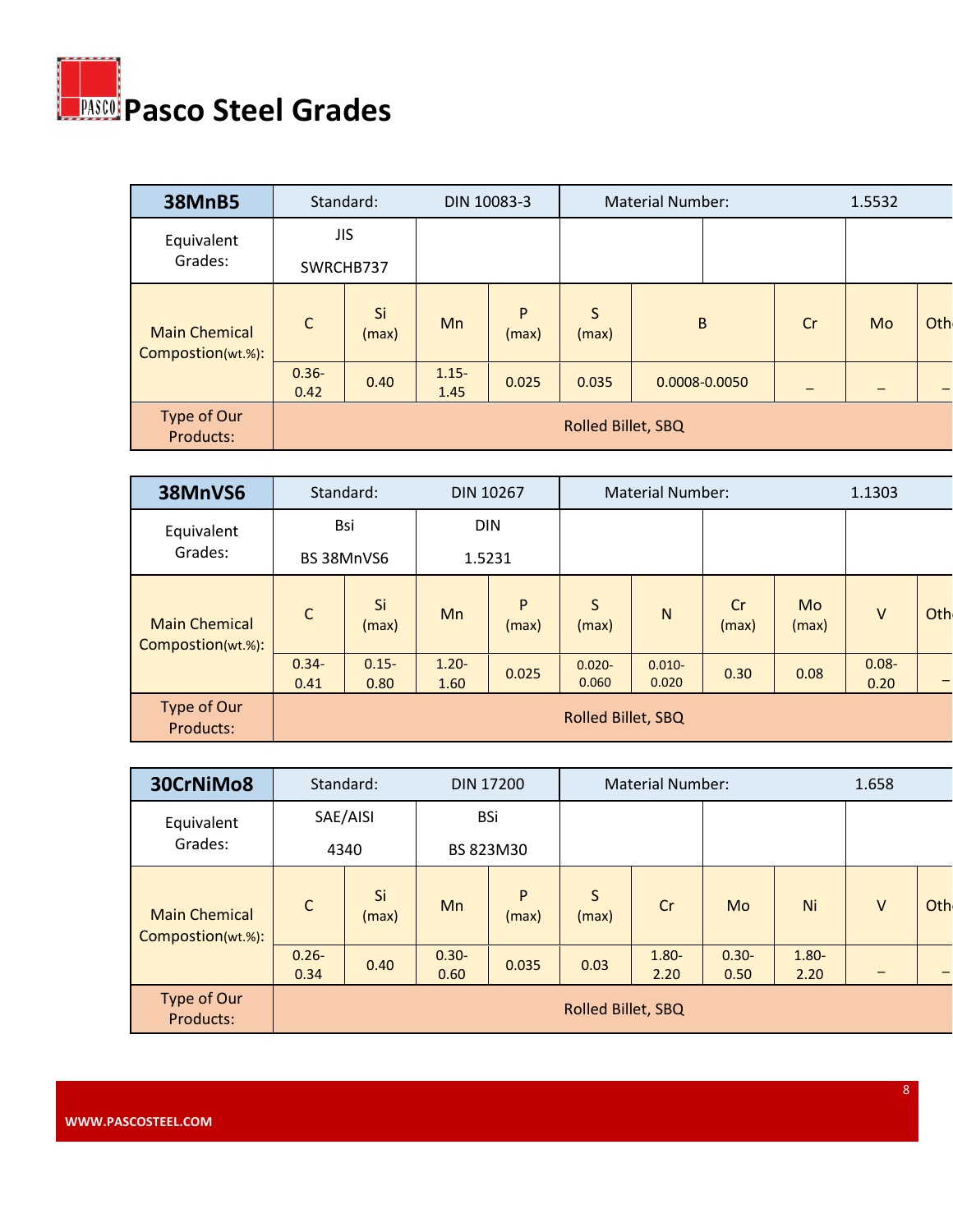# Pasco Steel Grades

| **38MnB5** | Standard: | | DIN 10083-3 | | Material Number: | | | 1.5532 | |
|---|---|---|---|---|---|---|---|---|---|
| Equivalent Grades: | JIS<br>SWRCHB737 | | | | | | | | |
| Main Chemical Compostion(wt.%): | C | Si (max) | Mn | P (max) | S (max) | B | Cr | Mo | Oth |
| | 0.36-0.42 | 0.40 | 1.15-1.45 | 0.025 | 0.035 | 0.0008-0.0050 | _ | _ | _ |
| Type of Our Products: | Rolled Billet, SBQ | | | | | | | | |

| **38MnVS6** | Standard: | | DIN 10267 | | Material Number: | | | | 1.1303 | |
|---|---|---|---|---|---|---|---|---|---|---|
| Equivalent Grades: | Bsi<br>BS 38MnVS6 | | DIN<br>1.5231 | | | | | | | |
| Main Chemical Compostion(wt.%): | C | Si (max) | Mn | P (max) | S (max) | N | Cr (max) | Mo (max) | V | Oth |
| | 0.34-0.41 | 0.15-0.80 | 1.20-1.60 | 0.025 | 0.020-0.060 | 0.010-0.020 | 0.30 | 0.08 | 0.08-0.20 | _ |
| Type of Our Products: | Rolled Billet, SBQ | | | | | | | | | |

| **30CrNiMo8** | Standard: | | DIN 17200 | | Material Number: | | | | 1.658 | |
|---|---|---|---|---|---|---|---|---|---|---|
| Equivalent Grades: | SAE/AISI<br>4340 | | BSi<br>BS 823M30 | | | | | | | |
| Main Chemical Compostion(wt.%): | C | Si (max) | Mn | P (max) | S (max) | Cr | Mo | Ni | V | Oth |
| | 0.26-0.34 | 0.40 | 0.30-0.60 | 0.035 | 0.03 | 1.80-2.20 | 0.30-0.50 | 1.80-2.20 | _ | _ |
| Type of Our Products: | Rolled Billet, SBQ | | | | | | | | | |

WWW.PASCOSTEEL.COM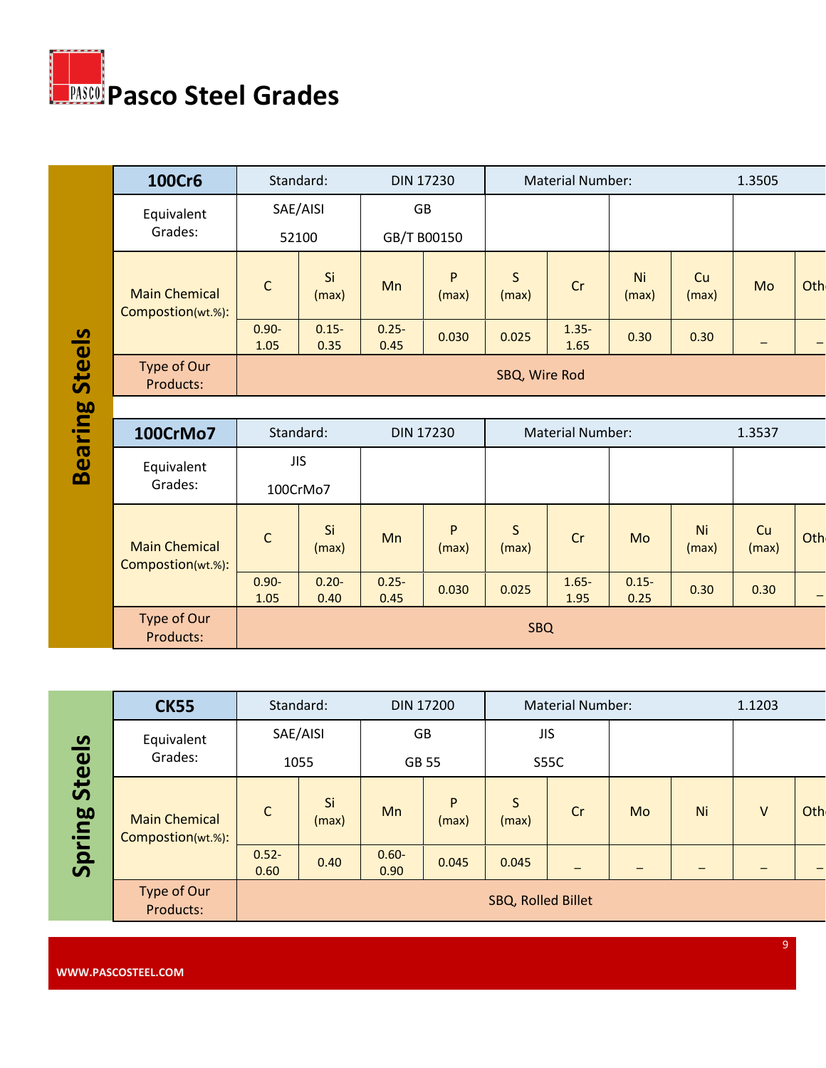# Pasco Steel Grades

## Bearing Steels

| 100Cr6 | Standard: | | DIN 17230 | | Material Number: | | | 1.3505 | |
|---|---|---|---|---|---|---|---|---|---|
| Equivalent Grades: | SAE/AISI 52100 | | GB GB/T B00150 | | | | | | |
| Main Chemical Compostion(wt.%): | C | Si (max) | Mn | P (max) | S (max) | Cr | Ni (max) | Cu (max) | Mo | Oth |
| | 0.90-1.05 | 0.15-0.35 | 0.25-0.45 | 0.030 | 0.025 | 1.35-1.65 | 0.30 | 0.30 | _ | _ |
| Type of Our Products: | SBQ, Wire Rod | | | | | | | | | |

| 100CrMo7 | Standard: | | DIN 17230 | | Material Number: | | | 1.3537 | |
|---|---|---|---|---|---|---|---|---|---|
| Equivalent Grades: | JIS 100CrMo7 | | | | | | | | |
| Main Chemical Compostion(wt.%): | C | Si (max) | Mn | P (max) | S (max) | Cr | Mo | Ni (max) | Cu (max) | Oth |
| | 0.90-1.05 | 0.20-0.40 | 0.25-0.45 | 0.030 | 0.025 | 1.65-1.95 | 0.15-0.25 | 0.30 | 0.30 | _ |
| Type of Our Products: | SBQ | | | | | | | | | |

## Spring Steels

| CK55 | Standard: | | DIN 17200 | | Material Number: | | | 1.1203 | |
|---|---|---|---|---|---|---|---|---|---|
| Equivalent Grades: | SAE/AISI 1055 | | GB GB 55 | | JIS S55C | | | | |
| Main Chemical Compostion(wt.%): | C | Si (max) | Mn | P (max) | S (max) | Cr | Mo | Ni | V | Oth |
| | 0.52-0.60 | 0.40 | 0.60-0.90 | 0.045 | 0.045 | _ | _ | _ | _ | _ |
| Type of Our Products: | SBQ, Rolled Billet | | | | | | | | | |

WWW.PASCOSTEEL.COM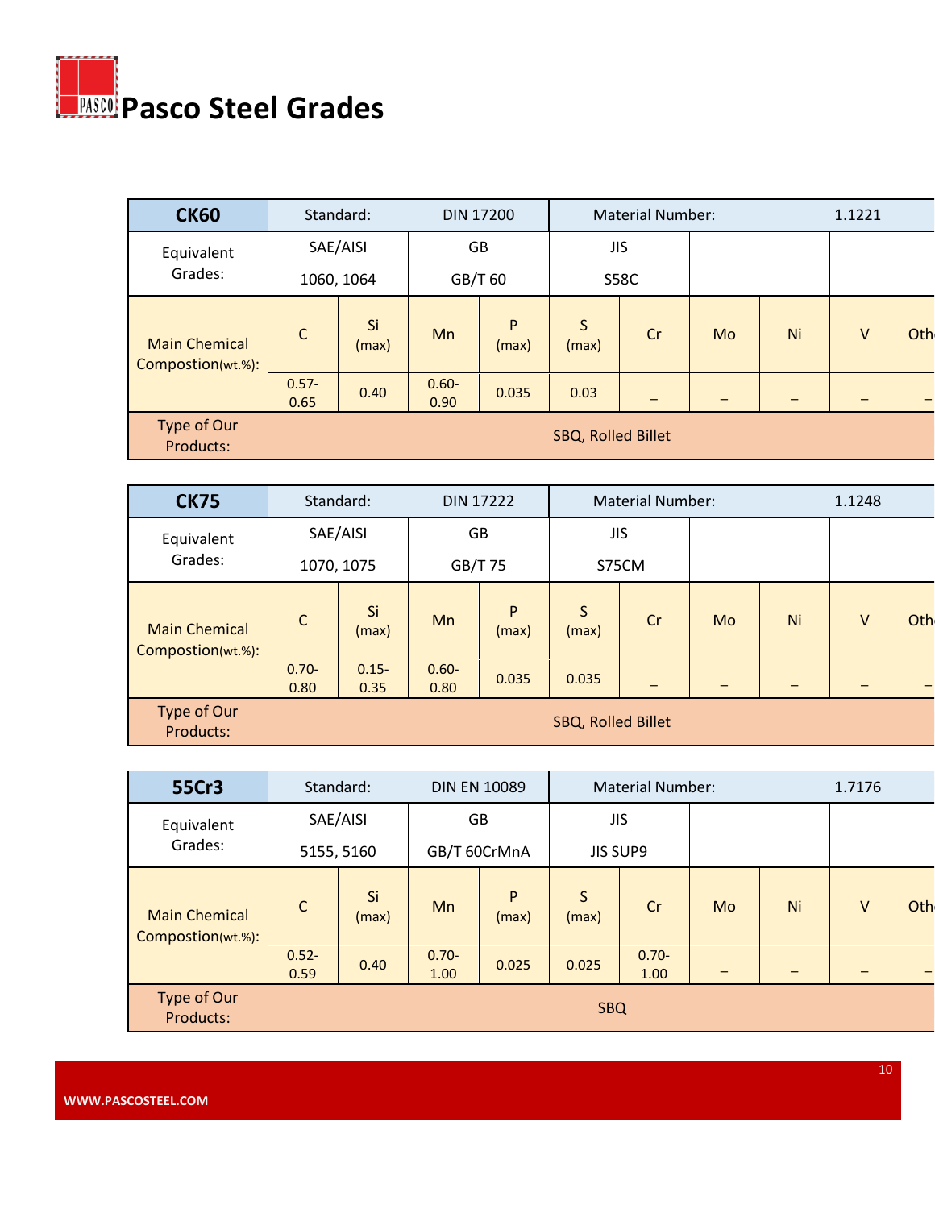# Pasco Steel Grades

| **CK60** | Standard: | | DIN 17200 | | Material Number: | | | 1.1221 | | |
|---|---|---|---|---|---|---|---|---|---|---|
| Equivalent Grades: | SAE/AISI | | GB | | JIS | | | | | |
| | 1060, 1064 | | GB/T 60 | | S58C | | | | | |
| Main Chemical Compostion(wt.%): | C | Si (max) | Mn | P (max) | S (max) | Cr | Mo | Ni | V | Oth |
| | 0.57-0.65 | 0.40 | 0.60-0.90 | 0.035 | 0.03 | – | – | – | – | – |
| Type of Our Products: | SBQ, Rolled Billet | | | | | | | | | |

| **CK75** | Standard: | | DIN 17222 | | Material Number: | | | 1.1248 | | |
|---|---|---|---|---|---|---|---|---|---|---|
| Equivalent Grades: | SAE/AISI | | GB | | JIS | | | | | |
| | 1070, 1075 | | GB/T 75 | | S75CM | | | | | |
| Main Chemical Compostion(wt.%): | C | Si (max) | Mn | P (max) | S (max) | Cr | Mo | Ni | V | Oth |
| | 0.70-0.80 | 0.15-0.35 | 0.60-0.80 | 0.035 | 0.035 | – | – | – | – | – |
| Type of Our Products: | SBQ, Rolled Billet | | | | | | | | | |

| **55Cr3** | Standard: | | DIN EN 10089 | | Material Number: | | | 1.7176 | | |
|---|---|---|---|---|---|---|---|---|---|---|
| Equivalent Grades: | SAE/AISI | | GB | | JIS | | | | | |
| | 5155, 5160 | | GB/T 60CrMnA | | JIS SUP9 | | | | | |
| Main Chemical Compostion(wt.%): | C | Si (max) | Mn | P (max) | S (max) | Cr | Mo | Ni | V | Oth |
| | 0.52-0.59 | 0.40 | 0.70-1.00 | 0.025 | 0.025 | 0.70-1.00 | – | – | – | – |
| Type of Our Products: | SBQ | | | | | | | | | |

WWW.PASCOSTEEL.COM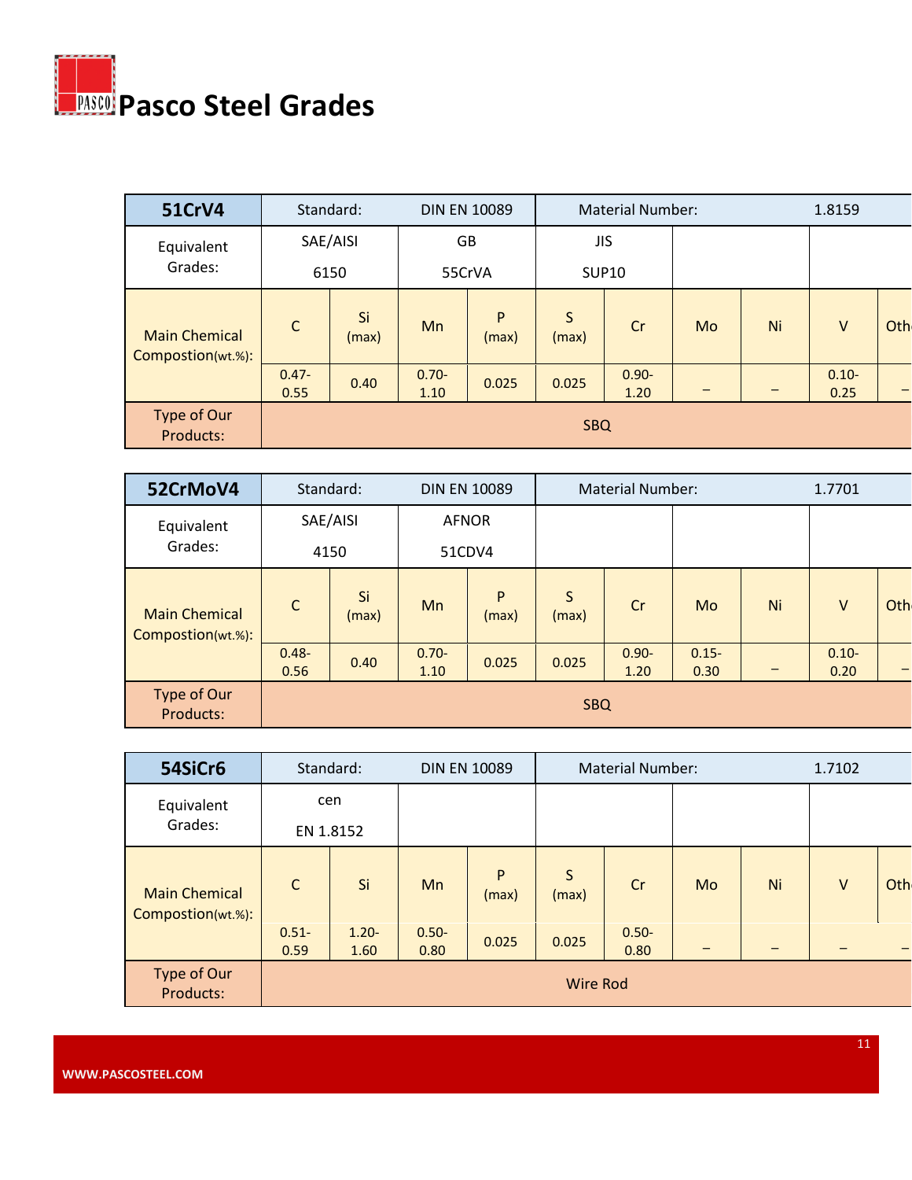# Pasco Steel Grades

| 51CrV4 | Standard: | | DIN EN 10089 | | Material Number: | | | 1.8159 | |
|---|---|---|---|---|---|---|---|---|---|
| Equivalent Grades: | SAE/AISI 6150 | | GB 55CrVA | | JIS SUP10 | | | | |
| Main Chemical Compostion(wt.%): | C | Si (max) | Mn | P (max) | S (max) | Cr | Mo | Ni | V | Oth |
| | 0.47-0.55 | 0.40 | 0.70-1.10 | 0.025 | 0.025 | 0.90-1.20 | – | – | 0.10-0.25 | – |
| Type of Our Products: | SBQ | | | | | | | | | |

| 52CrMoV4 | Standard: | | DIN EN 10089 | | Material Number: | | | 1.7701 | |
|---|---|---|---|---|---|---|---|---|---|
| Equivalent Grades: | SAE/AISI 4150 | | AFNOR 51CDV4 | | | | | | |
| Main Chemical Compostion(wt.%): | C | Si (max) | Mn | P (max) | S (max) | Cr | Mo | Ni | V | Oth |
| | 0.48-0.56 | 0.40 | 0.70-1.10 | 0.025 | 0.025 | 0.90-1.20 | 0.15-0.30 | – | 0.10-0.20 | – |
| Type of Our Products: | SBQ | | | | | | | | | |

| 54SiCr6 | Standard: | | DIN EN 10089 | | Material Number: | | | 1.7102 | |
|---|---|---|---|---|---|---|---|---|---|
| Equivalent Grades: | cen EN 1.8152 | | | | | | | | |
| Main Chemical Compostion(wt.%): | C | Si | Mn | P (max) | S (max) | Cr | Mo | Ni | V | Oth |
| | 0.51-0.59 | 1.20-1.60 | 0.50-0.80 | 0.025 | 0.025 | 0.50-0.80 | – | – | – | – |
| Type of Our Products: | Wire Rod | | | | | | | | | |

WWW.PASCOSTEEL.COM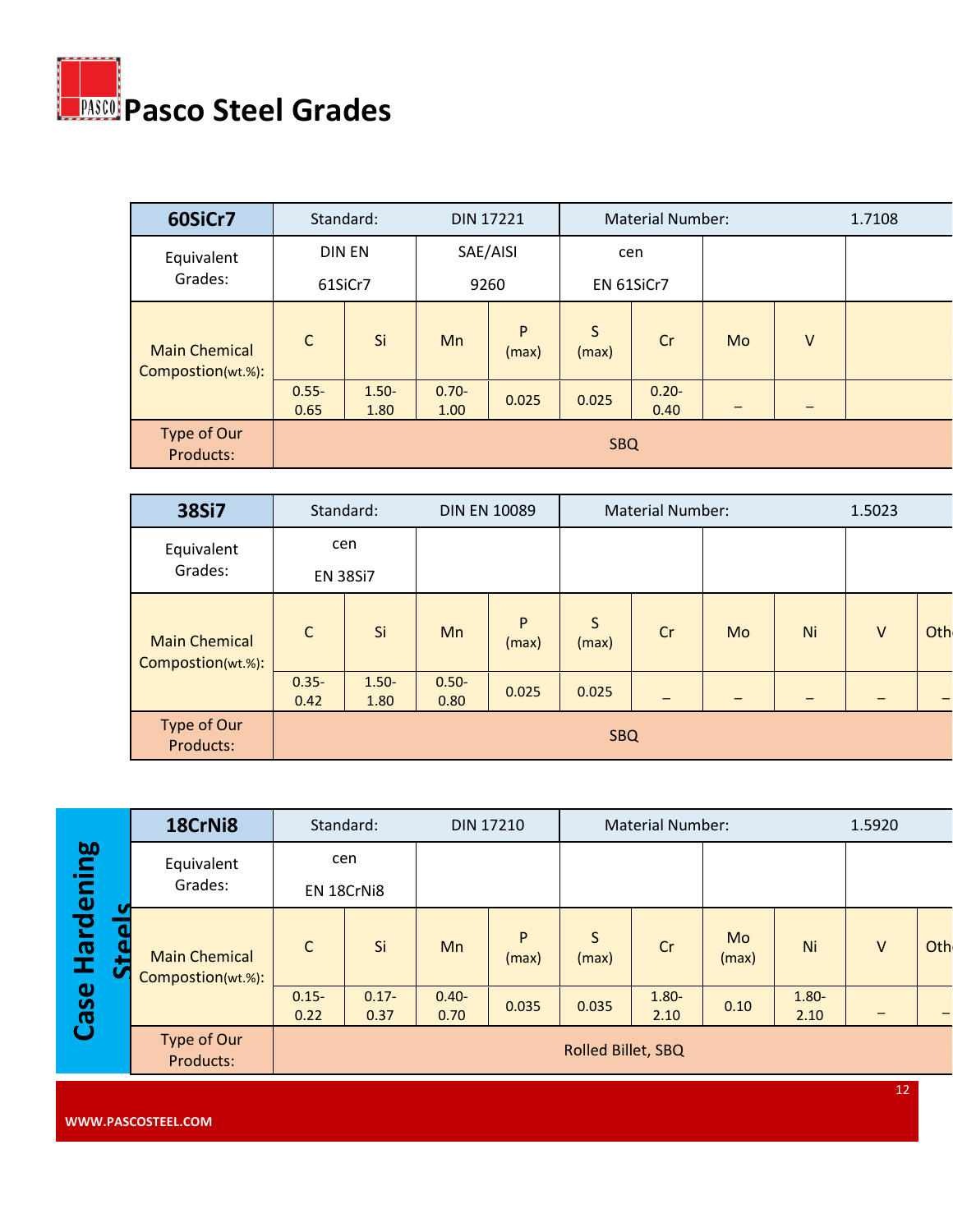# Pasco Steel Grades

| 60SiCr7 | Standard: | DIN 17221 | | Material Number: | | 1.7108 | | | |
|---|---|---|---|---|---|---|---|---|---|
| Equivalent Grades: | DIN EN 61SiCr7 | | SAE/AISI 9260 | | cen EN 61SiCr7 | | | | |
| Main Chemical Compostion(wt.%): | C | Si | Mn | P (max) | S (max) | Cr | Mo | V | |
| | 0.55-0.65 | 1.50-1.80 | 0.70-1.00 | 0.025 | 0.025 | 0.20-0.40 | – | – | |
| Type of Our Products: | SBQ | | | | | | | | |

| 38Si7 | Standard: | DIN EN 10089 | | Material Number: | | 1.5023 | | | | |
|---|---|---|---|---|---|---|---|---|---|---|
| Equivalent Grades: | cen EN 38Si7 | | | | | | | | | |
| Main Chemical Compostion(wt.%): | C | Si | Mn | P (max) | S (max) | Cr | Mo | Ni | V | Oth |
| | 0.35-0.42 | 1.50-1.80 | 0.50-0.80 | 0.025 | 0.025 | – | – | – | – | – |
| Type of Our Products: | SBQ | | | | | | | | | |

## Case Hardening Steels

| 18CrNi8 | Standard: | DIN 17210 | | Material Number: | | 1.5920 | | | | |
|---|---|---|---|---|---|---|---|---|---|---|
| Equivalent Grades: | cen EN 18CrNi8 | | | | | | | | | |
| Main Chemical Compostion(wt.%): | C | Si | Mn | P (max) | S (max) | Cr | Mo (max) | Ni | V | Oth |
| | 0.15-0.22 | 0.17-0.37 | 0.40-0.70 | 0.035 | 0.035 | 1.80-2.10 | 0.10 | 1.80-2.10 | – | – |
| Type of Our Products: | Rolled Billet, SBQ | | | | | | | | | |

WWW.PASCOSTEEL.COM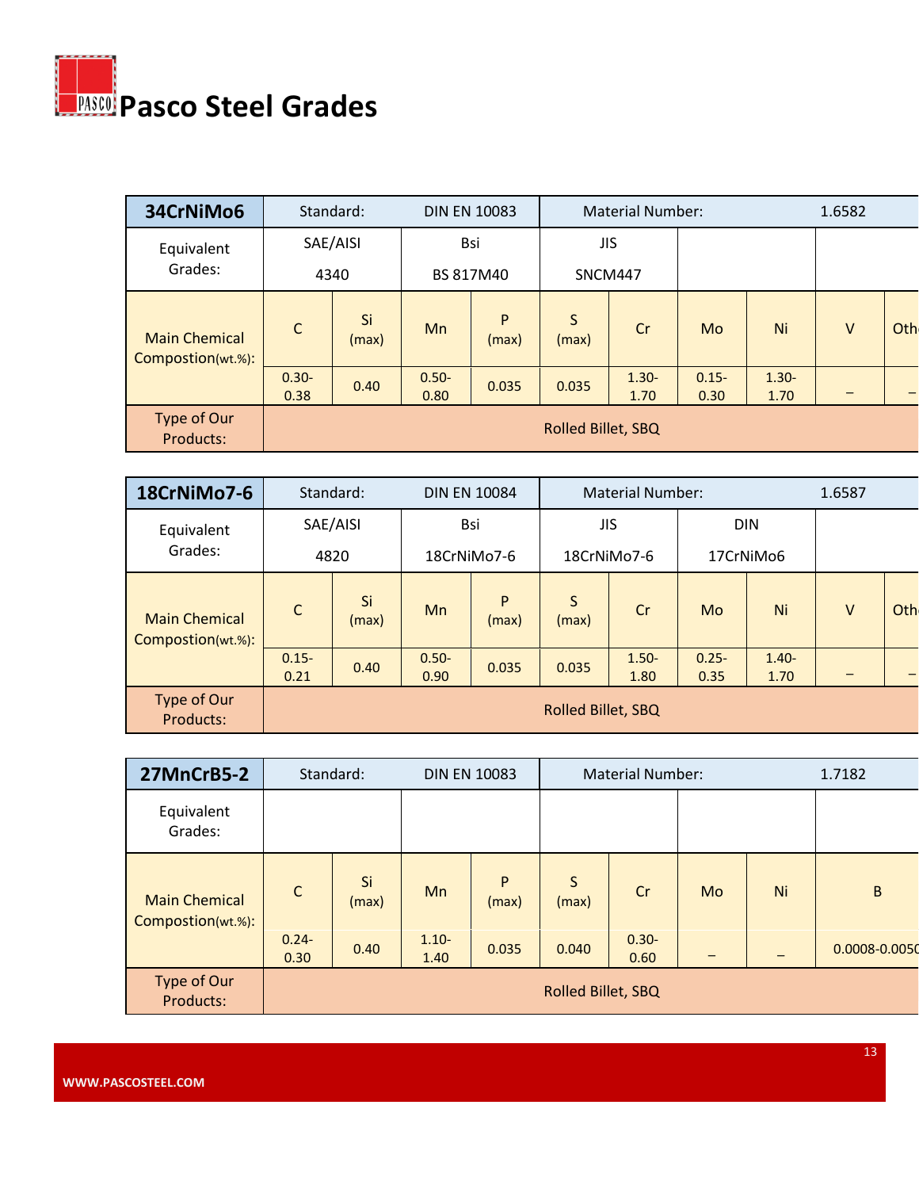# Pasco Steel Grades

| 34CrNiMo6 | Standard: | | DIN EN 10083 | | Material Number: | | | 1.6582 | | |
|---|---|---|---|---|---|---|---|---|---|---|
| Equivalent Grades: | SAE/AISI | | Bsi | | JIS | | | | | |
| | 4340 | | BS 817M40 | | SNCM447 | | | | | |
| Main Chemical Compostion(wt.%): | C | Si (max) | Mn | P (max) | S (max) | Cr | Mo | Ni | V | Oth |
| | 0.30-0.38 | 0.40 | 0.50-0.80 | 0.035 | 0.035 | 1.30-1.70 | 0.15-0.30 | 1.30-1.70 | – | – |
| Type of Our Products: | Rolled Billet, SBQ | | | | | | | | | |

| 18CrNiMo7-6 | Standard: | | DIN EN 10084 | | Material Number: | | | 1.6587 | | |
|---|---|---|---|---|---|---|---|---|---|---|
| Equivalent Grades: | SAE/AISI | | Bsi | | JIS | | DIN | | | |
| | 4820 | | 18CrNiMo7-6 | | 18CrNiMo7-6 | | 17CrNiMo6 | | | |
| Main Chemical Compostion(wt.%): | C | Si (max) | Mn | P (max) | S (max) | Cr | Mo | Ni | V | Oth |
| | 0.15-0.21 | 0.40 | 0.50-0.90 | 0.035 | 0.035 | 1.50-1.80 | 0.25-0.35 | 1.40-1.70 | – | – |
| Type of Our Products: | Rolled Billet, SBQ | | | | | | | | | |

| 27MnCrB5-2 | Standard: | | DIN EN 10083 | | Material Number: | | | 1.7182 |
|---|---|---|---|---|---|---|---|---|
| Equivalent Grades: | | | | | | | | |
| Main Chemical Compostion(wt.%): | C | Si (max) | Mn | P (max) | S (max) | Cr | Mo | Ni | B |
| | 0.24-0.30 | 0.40 | 1.10-1.40 | 0.035 | 0.040 | 0.30-0.60 | – | – | 0.0008-0.0050 |
| Type of Our Products: | Rolled Billet, SBQ | | | | | | | | |

WWW.PASCOSTEEL.COM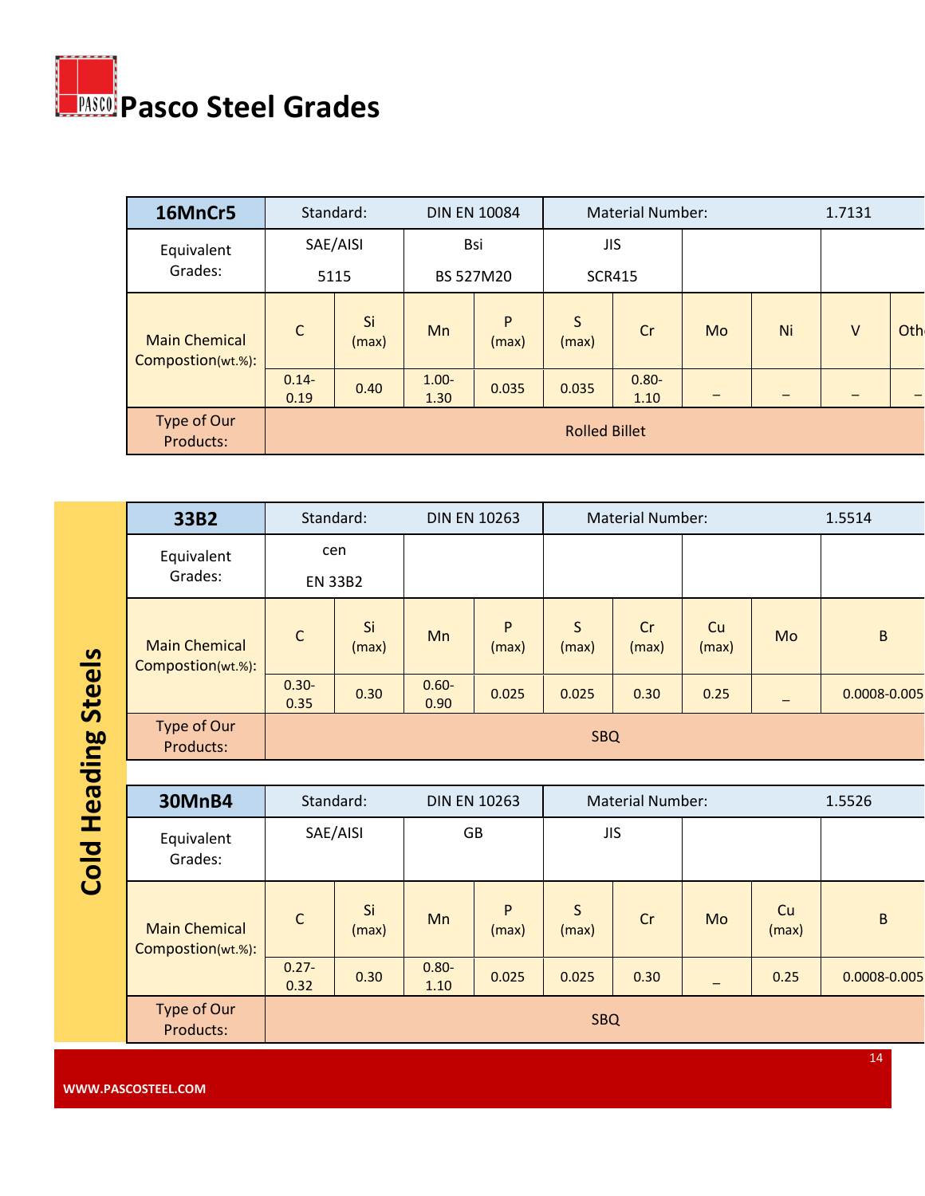# Pasco Steel Grades

| 16MnCr5 | Standard: | | DIN EN 10084 | | Material Number: | | | | 1.7131 | |
|---|---|---|---|---|---|---|---|---|---|---|
| Equivalent Grades: | SAE/AISI 5115 | | Bsi BS 527M20 | | JIS SCR415 | | | | | |
| Main Chemical Compostion(wt.%): | C | Si (max) | Mn | P (max) | S (max) | Cr | Mo | Ni | V | Oth |
| | 0.14-0.19 | 0.40 | 1.00-1.30 | 0.035 | 0.035 | 0.80-1.10 | _ | _ | _ | _ |
| Type of Our Products: | Rolled Billet | | | | | | | | | |

## Cold Heading Steels

| 33B2 | Standard: | | DIN EN 10263 | | Material Number: | | | | 1.5514 |
|---|---|---|---|---|---|---|---|---|---|
| Equivalent Grades: | cen EN 33B2 | | | | | | | | |
| Main Chemical Compostion(wt.%): | C | Si (max) | Mn | P (max) | S (max) | Cr (max) | Cu (max) | Mo | B |
| | 0.30-0.35 | 0.30 | 0.60-0.90 | 0.025 | 0.025 | 0.30 | 0.25 | _ | 0.0008-0.005 |
| Type of Our Products: | SBQ | | | | | | | | |

| 30MnB4 | Standard: | | DIN EN 10263 | | Material Number: | | | | 1.5526 |
|---|---|---|---|---|---|---|---|---|---|
| Equivalent Grades: | SAE/AISI | | GB | | JIS | | | | |
| Main Chemical Compostion(wt.%): | C | Si (max) | Mn | P (max) | S (max) | Cr | Mo | Cu (max) | B |
| | 0.27-0.32 | 0.30 | 0.80-1.10 | 0.025 | 0.025 | 0.30 | _ | 0.25 | 0.0008-0.005 |
| Type of Our Products: | SBQ | | | | | | | | |

WWW.PASCOSTEEL.COM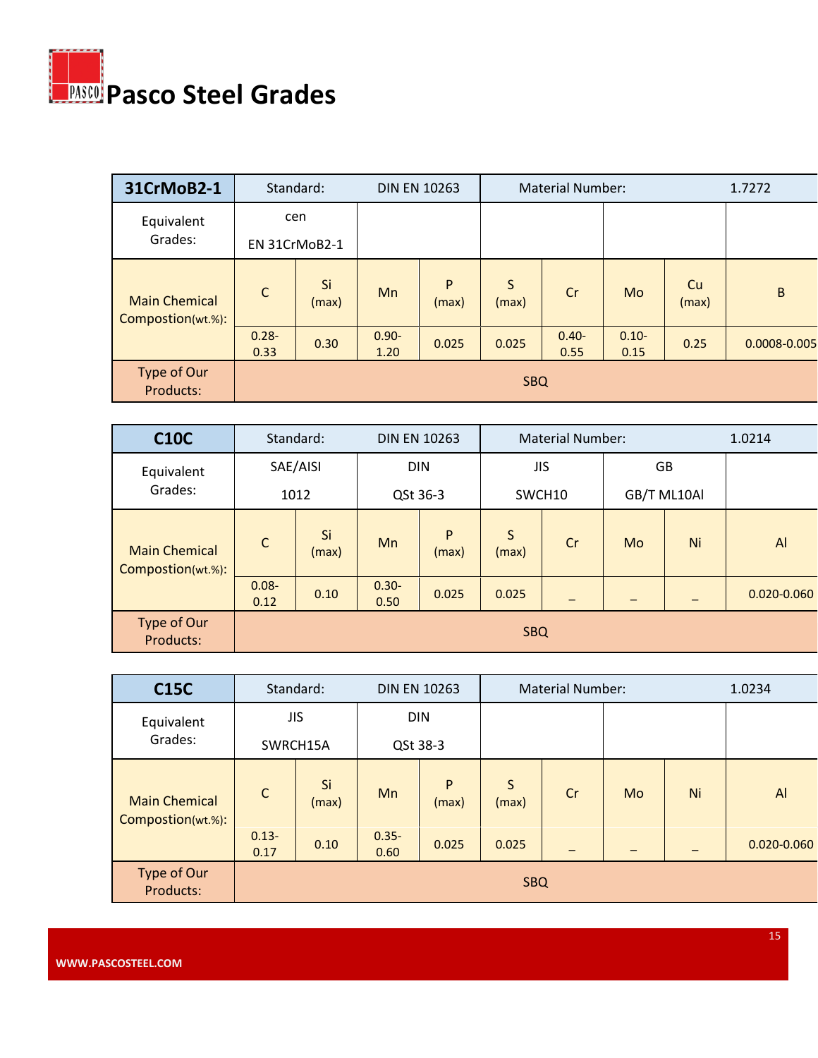# Pasco Steel Grades

| **31CrMoB2-1** | Standard: | DIN EN 10263 | | Material Number: | | 1.7272 | | | |
|---|---|---|---|---|---|---|---|---|---|
| Equivalent Grades: | cen EN 31CrMoB2-1 | | | | | | | | |
| Main Chemical Compostion(wt.%): | C | Si (max) | Mn | P (max) | S (max) | Cr | Mo | Cu (max) | B |
| | 0.28-0.33 | 0.30 | 0.90-1.20 | 0.025 | 0.025 | 0.40-0.55 | 0.10-0.15 | 0.25 | 0.0008-0.005 |
| Type of Our Products: | SBQ | | | | | | | | |

| **C10C** | Standard: | DIN EN 10263 | | Material Number: | | 1.0214 | | | |
|---|---|---|---|---|---|---|---|---|---|
| Equivalent Grades: | SAE/AISI 1012 | | DIN QSt 36-3 | | JIS SWCH10 | | GB GB/T ML10Al | | |
| Main Chemical Compostion(wt.%): | C | Si (max) | Mn | P (max) | S (max) | Cr | Mo | Ni | Al |
| | 0.08-0.12 | 0.10 | 0.30-0.50 | 0.025 | 0.025 | _ | _ | _ | 0.020-0.060 |
| Type of Our Products: | SBQ | | | | | | | | |

| **C15C** | Standard: | DIN EN 10263 | | Material Number: | | 1.0234 | | | |
|---|---|---|---|---|---|---|---|---|---|
| Equivalent Grades: | JIS SWRCH15A | | DIN QSt 38-3 | | | | | | |
| Main Chemical Compostion(wt.%): | C | Si (max) | Mn | P (max) | S (max) | Cr | Mo | Ni | Al |
| | 0.13-0.17 | 0.10 | 0.35-0.60 | 0.025 | 0.025 | _ | _ | _ | 0.020-0.060 |
| Type of Our Products: | SBQ | | | | | | | | |

WWW.PASCOSTEEL.COM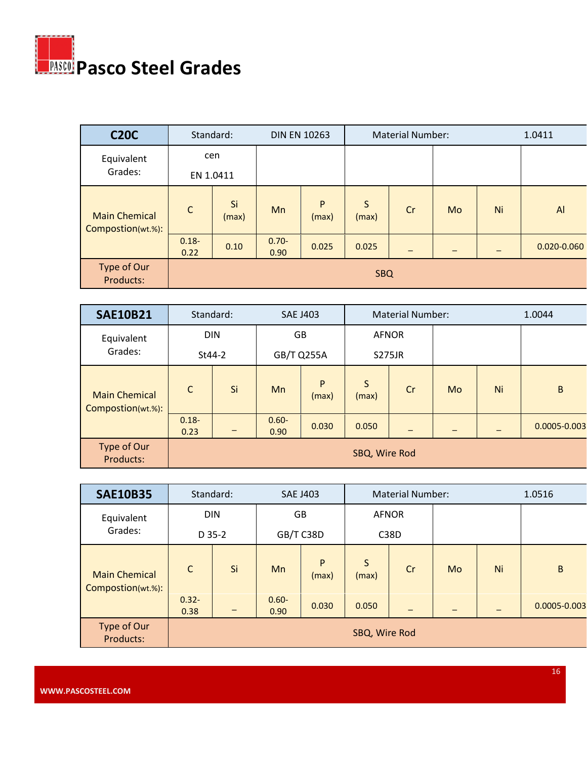# Pasco Steel Grades

| **C20C** | Standard: | | DIN EN 10263 | | Material Number: | | | 1.0411 |
|---|---|---|---|---|---|---|---|---|
| Equivalent Grades: | cen<br>EN 1.0411 | | | | | | | |
| Main Chemical Compostion(wt.%): | C | Si (max) | Mn | P (max) | S (max) | Cr | Mo | Ni | Al |
| | 0.18-0.22 | 0.10 | 0.70-0.90 | 0.025 | 0.025 | _ | _ | _ | 0.020-0.060 |
| Type of Our Products: | SBQ | | | | | | | | |

| **SAE10B21** | Standard: | | SAE J403 | | Material Number: | | | 1.0044 |
|---|---|---|---|---|---|---|---|---|
| Equivalent Grades: | DIN<br>St44-2 | | GB<br>GB/T Q255A | | AFNOR<br>S275JR | | | |
| Main Chemical Compostion(wt.%): | C | Si | Mn | P (max) | S (max) | Cr | Mo | Ni | B |
| | 0.18-0.23 | _ | 0.60-0.90 | 0.030 | 0.050 | _ | _ | _ | 0.0005-0.003 |
| Type of Our Products: | SBQ, Wire Rod | | | | | | | | |

| **SAE10B35** | Standard: | | SAE J403 | | Material Number: | | | 1.0516 |
|---|---|---|---|---|---|---|---|---|
| Equivalent Grades: | DIN<br>D 35-2 | | GB<br>GB/T C38D | | AFNOR<br>C38D | | | |
| Main Chemical Compostion(wt.%): | C | Si | Mn | P (max) | S (max) | Cr | Mo | Ni | B |
| | 0.32-0.38 | _ | 0.60-0.90 | 0.030 | 0.050 | _ | _ | _ | 0.0005-0.003 |
| Type of Our Products: | SBQ, Wire Rod | | | | | | | | |

WWW.PASCOSTEEL.COM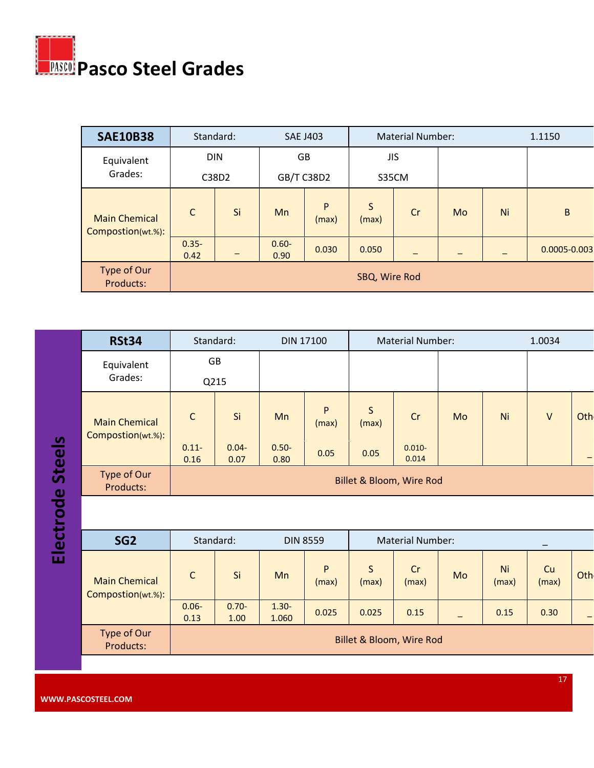# Pasco Steel Grades

| SAE10B38 | Standard: | SAE J403 | | Material Number: | | 1.1150 | | | |
|---|---|---|---|---|---|---|---|---|---|
| Equivalent Grades: | DIN C38D2 | | GB GB/T C38D2 | | JIS S35CM | | | | |
| Main Chemical Compostion(wt.%): | C | Si | Mn | P (max) | S (max) | Cr | Mo | Ni | B |
| | 0.35-0.42 | _ | 0.60-0.90 | 0.030 | 0.050 | _ | _ | _ | 0.0005-0.003 |
| Type of Our Products: | SBQ, Wire Rod | | | | | | | | |

## Electrode Steels

| RSt34 | Standard: | DIN 17100 | | Material Number: | | 1.0034 | | | | |
|---|---|---|---|---|---|---|---|---|---|---|
| Equivalent Grades: | GB Q215 | | | | | | | | | |
| Main Chemical Compostion(wt.%): | C | Si | Mn | P (max) | S (max) | Cr | Mo | Ni | V | Oth |
| | 0.11-0.16 | 0.04-0.07 | 0.50-0.80 | 0.05 | 0.05 | 0.010-0.014 | | | | _ |
| Type of Our Products: | Billet & Bloom, Wire Rod | | | | | | | | | |

| SG2 | Standard: | DIN 8559 | | Material Number: | | _ | | | | |
|---|---|---|---|---|---|---|---|---|---|---|
| Main Chemical Compostion(wt.%): | C | Si | Mn | P (max) | S (max) | Cr (max) | Mo | Ni (max) | Cu (max) | Oth |
| | 0.06-0.13 | 0.70-1.00 | 1.30-1.060 | 0.025 | 0.025 | 0.15 | _ | 0.15 | 0.30 | _ |
| Type of Our Products: | Billet & Bloom, Wire Rod | | | | | | | | | |

WWW.PASCOSTEEL.COM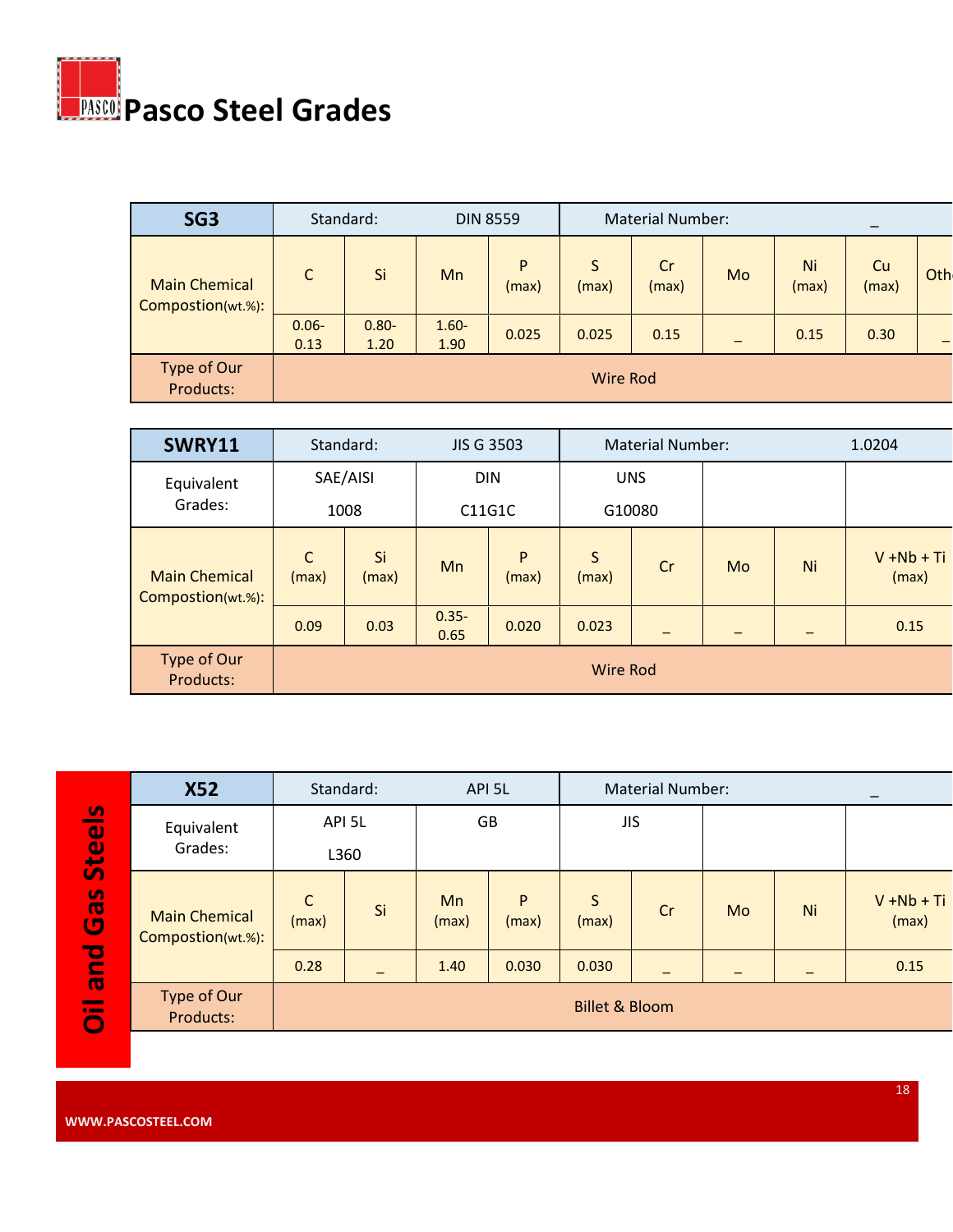# Pasco Steel Grades

| SG3 | Standard: | | DIN 8559 | | Material Number: | | | _ | |
|---|---|---|---|---|---|---|---|---|---|
| Main Chemical Compostion(wt.%): | C | Si | Mn | P (max) | S (max) | Cr (max) | Mo | Ni (max) | Cu (max) | Oth |
| | 0.06-0.13 | 0.80-1.20 | 1.60-1.90 | 0.025 | 0.025 | 0.15 | _ | 0.15 | 0.30 | _ |
| Type of Our Products: | Wire Rod | | | | | | | | | |

| SWRY11 | Standard: | | JIS G 3503 | | Material Number: | | | 1.0204 |
|---|---|---|---|---|---|---|---|---|
| Equivalent Grades: | SAE/AISI 1008 | | DIN C11G1C | | UNS G10080 | | | |
| Main Chemical Compostion(wt.%): | C (max) | Si (max) | Mn | P (max) | S (max) | Cr | Mo | Ni | V +Nb + Ti (max) |
| | 0.09 | 0.03 | 0.35-0.65 | 0.020 | 0.023 | _ | _ | _ | 0.15 |
| Type of Our Products: | Wire Rod | | | | | | | | |

## Oil and Gas Steels

| X52 | Standard: | | API 5L | | Material Number: | | | _ |
|---|---|---|---|---|---|---|---|---|
| Equivalent Grades: | API 5L L360 | | GB | | JIS | | | |
| Main Chemical Compostion(wt.%): | C (max) | Si | Mn (max) | P (max) | S (max) | Cr | Mo | Ni | V +Nb + Ti (max) |
| | 0.28 | _ | 1.40 | 0.030 | 0.030 | _ | _ | _ | 0.15 |
| Type of Our Products: | Billet & Bloom | | | | | | | | |

WWW.PASCOSTEEL.COM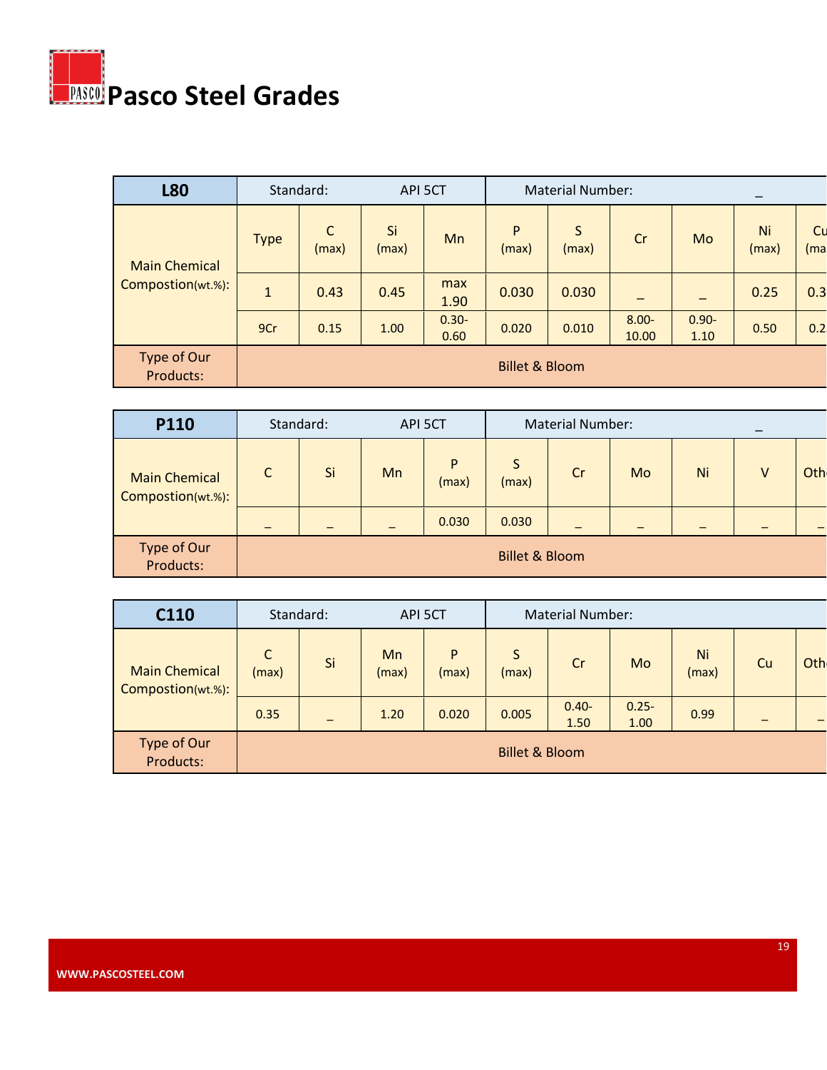# Pasco Steel Grades

| L80 | Standard: | | API 5CT | | Material Number: | | | | _ |
|---|---|---|---|---|---|---|---|---|---|
| Main Chemical Compostion(wt.%): | Type | C (max) | Si (max) | Mn | P (max) | S (max) | Cr | Mo | Ni (max) | Cu (ma |
| | 1 | 0.43 | 0.45 | max 1.90 | 0.030 | 0.030 | _ | _ | 0.25 | 0.3 |
| | 9Cr | 0.15 | 1.00 | 0.30-0.60 | 0.020 | 0.010 | 8.00-10.00 | 0.90-1.10 | 0.50 | 0.2 |
| Type of Our Products: | Billet & Bloom | | | | | | | | | |

| P110 | Standard: | | API 5CT | | Material Number: | | | | _ |
|---|---|---|---|---|---|---|---|---|---|
| Main Chemical Compostion(wt.%): | C | Si | Mn | P (max) | S (max) | Cr | Mo | Ni | V | Oth |
| | _ | _ | _ | 0.030 | 0.030 | _ | _ | _ | _ | _ |
| Type of Our Products: | Billet & Bloom | | | | | | | | | |

| C110 | Standard: | | API 5CT | | Material Number: | | | | |
|---|---|---|---|---|---|---|---|---|---|
| Main Chemical Compostion(wt.%): | C (max) | Si | Mn (max) | P (max) | S (max) | Cr | Mo | Ni (max) | Cu | Oth |
| | 0.35 | _ | 1.20 | 0.020 | 0.005 | 0.40-1.50 | 0.25-1.00 | 0.99 | _ | _ |
| Type of Our Products: | Billet & Bloom | | | | | | | | | |

WWW.PASCOSTEEL.COM